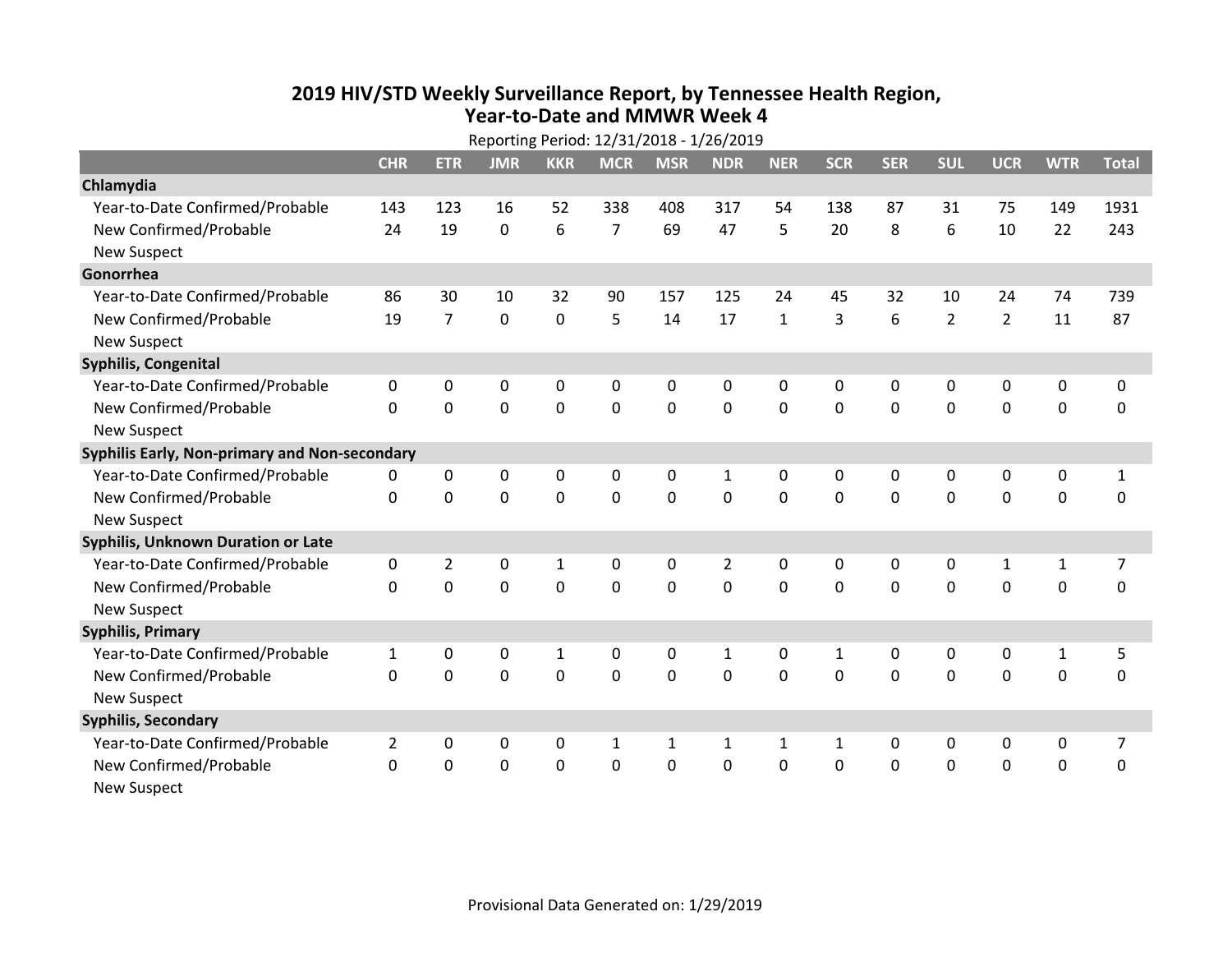# 2019 HIV/STD Weekly Surveillance Report, by Tennessee Health Region, Year-to-Date and MMWR Week 4

Reporting Period: 12/31/2018 - 1/26/2019

| | CHR | ETR | JMR | KKR | MCR | MSR | NDR | NER | SCR | SER | SUL | UCR | WTR | Total |
|---|---|---|---|---|---|---|---|---|---|---|---|---|---|---|
| **Chlamydia** | | | | | | | | | | | | | | |
| Year-to-Date Confirmed/Probable | 143 | 123 | 16 | 52 | 338 | 408 | 317 | 54 | 138 | 87 | 31 | 75 | 149 | 1931 |
| New Confirmed/Probable | 24 | 19 | 0 | 6 | 7 | 69 | 47 | 5 | 20 | 8 | 6 | 10 | 22 | 243 |
| New Suspect | | | | | | | | | | | | | | |
| **Gonorrhea** | | | | | | | | | | | | | | |
| Year-to-Date Confirmed/Probable | 86 | 30 | 10 | 32 | 90 | 157 | 125 | 24 | 45 | 32 | 10 | 24 | 74 | 739 |
| New Confirmed/Probable | 19 | 7 | 0 | 0 | 5 | 14 | 17 | 1 | 3 | 6 | 2 | 2 | 11 | 87 |
| New Suspect | | | | | | | | | | | | | | |
| **Syphilis, Congenital** | | | | | | | | | | | | | | |
| Year-to-Date Confirmed/Probable | 0 | 0 | 0 | 0 | 0 | 0 | 0 | 0 | 0 | 0 | 0 | 0 | 0 | 0 |
| New Confirmed/Probable | 0 | 0 | 0 | 0 | 0 | 0 | 0 | 0 | 0 | 0 | 0 | 0 | 0 | 0 |
| New Suspect | | | | | | | | | | | | | | |
| **Syphilis Early, Non-primary and Non-secondary** | | | | | | | | | | | | | | |
| Year-to-Date Confirmed/Probable | 0 | 0 | 0 | 0 | 0 | 0 | 1 | 0 | 0 | 0 | 0 | 0 | 0 | 1 |
| New Confirmed/Probable | 0 | 0 | 0 | 0 | 0 | 0 | 0 | 0 | 0 | 0 | 0 | 0 | 0 | 0 |
| New Suspect | | | | | | | | | | | | | | |
| **Syphilis, Unknown Duration or Late** | | | | | | | | | | | | | | |
| Year-to-Date Confirmed/Probable | 0 | 2 | 0 | 1 | 0 | 0 | 2 | 0 | 0 | 0 | 0 | 1 | 1 | 7 |
| New Confirmed/Probable | 0 | 0 | 0 | 0 | 0 | 0 | 0 | 0 | 0 | 0 | 0 | 0 | 0 | 0 |
| New Suspect | | | | | | | | | | | | | | |
| **Syphilis, Primary** | | | | | | | | | | | | | | |
| Year-to-Date Confirmed/Probable | 1 | 0 | 0 | 1 | 0 | 0 | 1 | 0 | 1 | 0 | 0 | 0 | 1 | 5 |
| New Confirmed/Probable | 0 | 0 | 0 | 0 | 0 | 0 | 0 | 0 | 0 | 0 | 0 | 0 | 0 | 0 |
| New Suspect | | | | | | | | | | | | | | |
| **Syphilis, Secondary** | | | | | | | | | | | | | | |
| Year-to-Date Confirmed/Probable | 2 | 0 | 0 | 0 | 1 | 1 | 1 | 1 | 1 | 0 | 0 | 0 | 0 | 7 |
| New Confirmed/Probable | 0 | 0 | 0 | 0 | 0 | 0 | 0 | 0 | 0 | 0 | 0 | 0 | 0 | 0 |
| New Suspect | | | | | | | | | | | | | | |

Provisional Data Generated on: 1/29/2019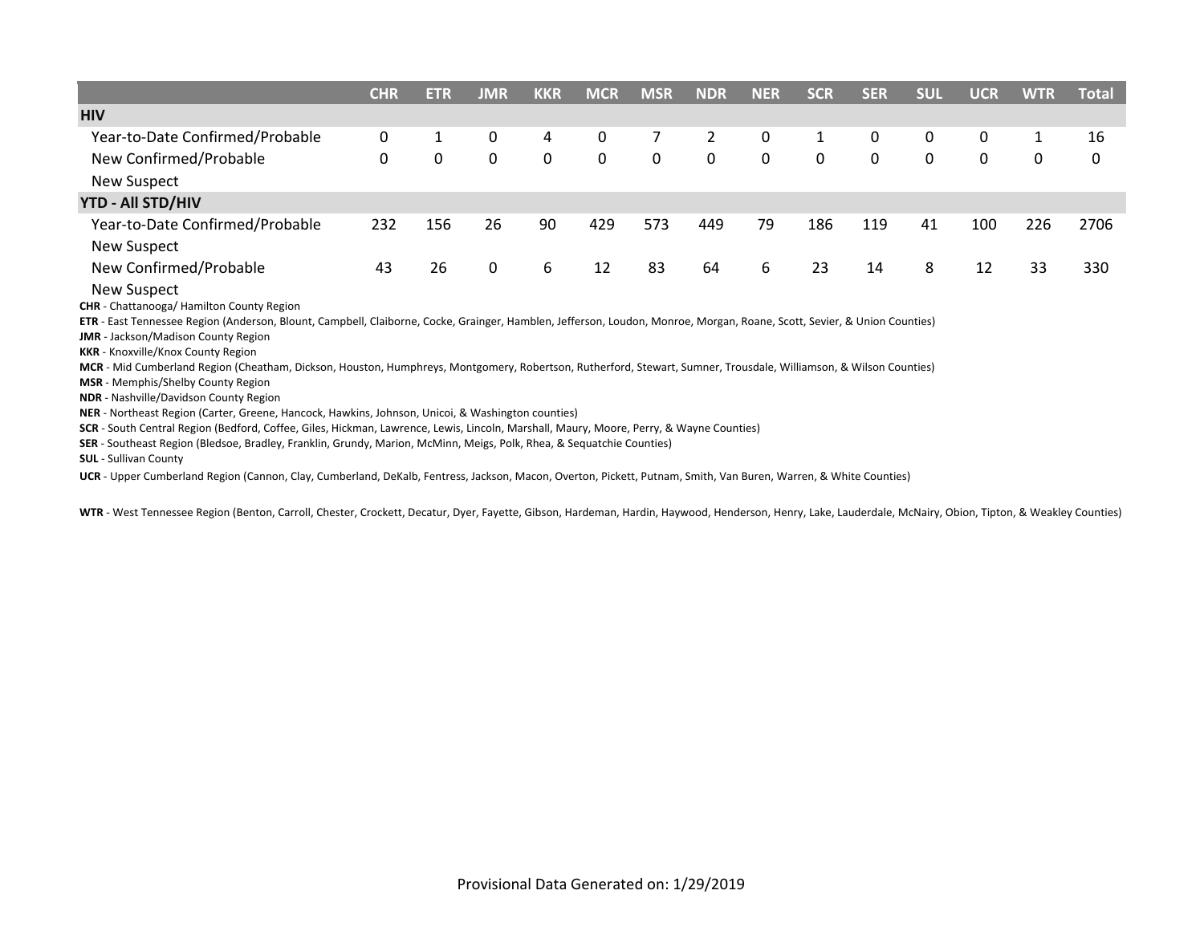| | CHR | ETR | JMR | KKR | MCR | MSR | NDR | NER | SCR | SER | SUL | UCR | WTR | Total |
|---|---|---|---|---|---|---|---|---|---|---|---|---|---|---|
| **HIV** | | | | | | | | | | | | | | |
| Year-to-Date Confirmed/Probable | 0 | 1 | 0 | 4 | 0 | 7 | 2 | 0 | 1 | 0 | 0 | 0 | 1 | 16 |
| New Confirmed/Probable | 0 | 0 | 0 | 0 | 0 | 0 | 0 | 0 | 0 | 0 | 0 | 0 | 0 | 0 |
| New Suspect | | | | | | | | | | | | | | |
| **YTD - All STD/HIV** | | | | | | | | | | | | | | |
| Year-to-Date Confirmed/Probable | 232 | 156 | 26 | 90 | 429 | 573 | 449 | 79 | 186 | 119 | 41 | 100 | 226 | 2706 |
| New Suspect | | | | | | | | | | | | | | |
| New Confirmed/Probable | 43 | 26 | 0 | 6 | 12 | 83 | 64 | 6 | 23 | 14 | 8 | 12 | 33 | 330 |
| New Suspect | | | | | | | | | | | | | | |

**CHR** - Chattanooga/ Hamilton County Region

**ETR** - East Tennessee Region (Anderson, Blount, Campbell, Claiborne, Cocke, Grainger, Hamblen, Jefferson, Loudon, Monroe, Morgan, Roane, Scott, Sevier, & Union Counties)

**JMR** - Jackson/Madison County Region

**KKR** - Knoxville/Knox County Region

**MCR** - Mid Cumberland Region (Cheatham, Dickson, Houston, Humphreys, Montgomery, Robertson, Rutherford, Stewart, Sumner, Trousdale, Williamson, & Wilson Counties)

**MSR** - Memphis/Shelby County Region

**NDR** - Nashville/Davidson County Region

**NER** - Northeast Region (Carter, Greene, Hancock, Hawkins, Johnson, Unicoi, & Washington counties)

**SCR** - South Central Region (Bedford, Coffee, Giles, Hickman, Lawrence, Lewis, Lincoln, Marshall, Maury, Moore, Perry, & Wayne Counties)

**SER** - Southeast Region (Bledsoe, Bradley, Franklin, Grundy, Marion, McMinn, Meigs, Polk, Rhea, & Sequatchie Counties)

**SUL** - Sullivan County

**UCR** - Upper Cumberland Region (Cannon, Clay, Cumberland, DeKalb, Fentress, Jackson, Macon, Overton, Pickett, Putnam, Smith, Van Buren, Warren, & White Counties)

**WTR** - West Tennessee Region (Benton, Carroll, Chester, Crockett, Decatur, Dyer, Fayette, Gibson, Hardeman, Hardin, Haywood, Henderson, Henry, Lake, Lauderdale, McNairy, Obion, Tipton, & Weakley Counties)

Provisional Data Generated on: 1/29/2019